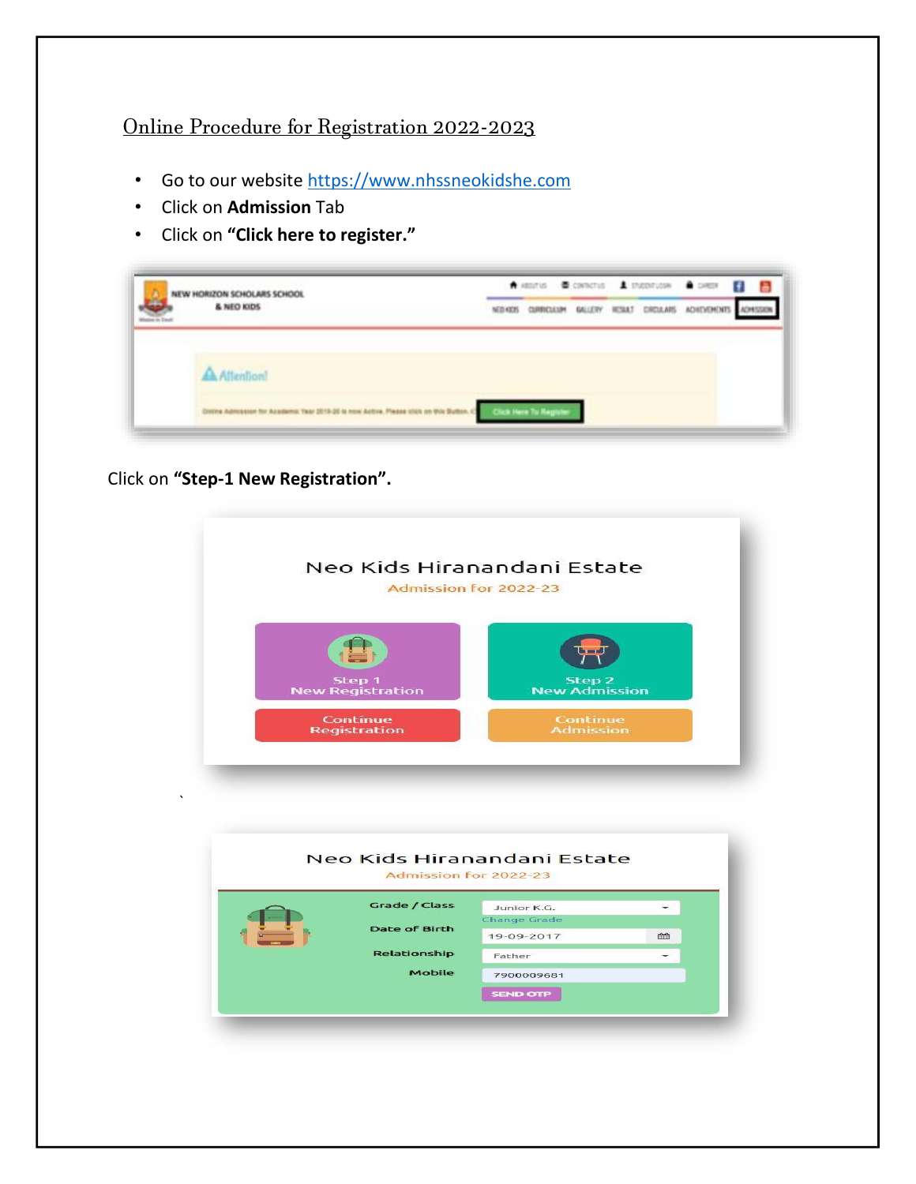# Online Procedure for Registration 2022-2023

- Go to our website https://www.nhssneokidshe.com
- Click on **Admission** Tab
- Click on **"Click here to register."**

Click on **"Step-1 New Registration".**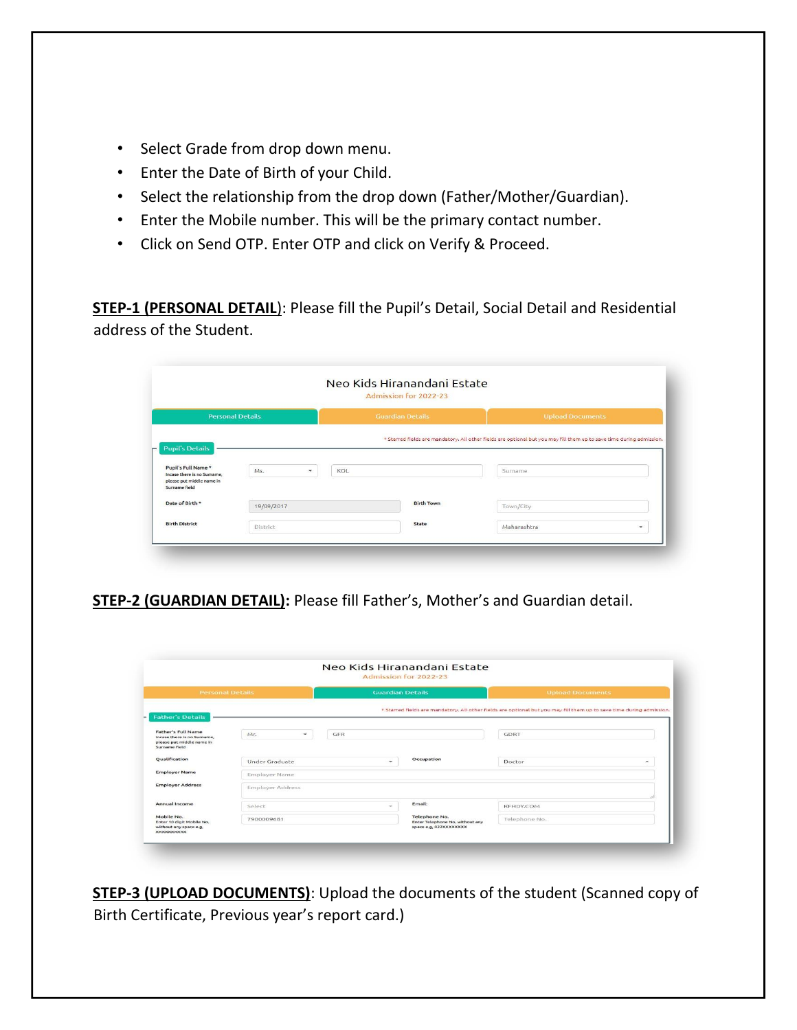- Select Grade from drop down menu.
- Enter the Date of Birth of your Child.
- Select the relationship from the drop down (Father/Mother/Guardian).
- Enter the Mobile number. This will be the primary contact number.
- Click on Send OTP. Enter OTP and click on Verify & Proceed.

**STEP-1 (PERSONAL DETAIL)**: Please fill the Pupil's Detail, Social Detail and Residential address of the Student.

**STEP-2 (GUARDIAN DETAIL):** Please fill Father's, Mother's and Guardian detail.

**STEP-3 (UPLOAD DOCUMENTS)**: Upload the documents of the student (Scanned copy of Birth Certificate, Previous year's report card.)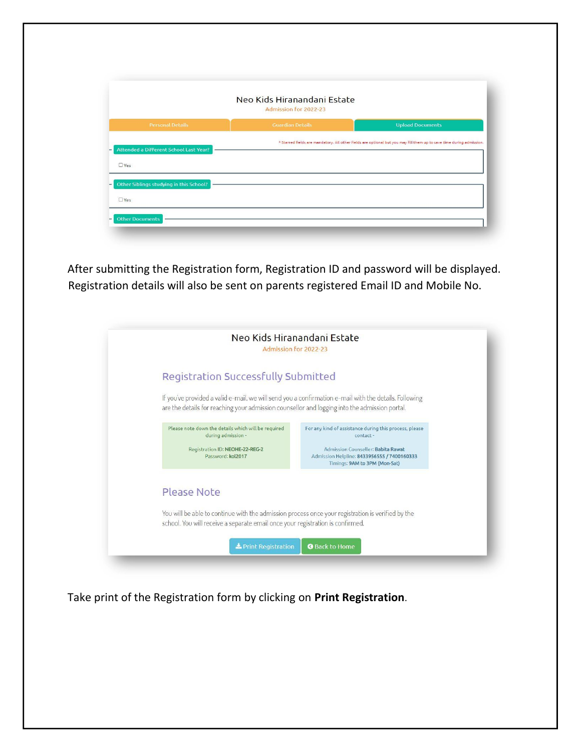Neo Kids Hiranandani Estate

Admission for 2022-23

Personal Details | Guardian Details | Upload Documents

* Starred fields are mandatory. All other fields are optional but you may fill them up to save time during admission.

Attended a Different School Last Year?

☐ Yes

Other Siblings studying in this School?

☐ Yes

Other Documents

After submitting the Registration form, Registration ID and password will be displayed. Registration details will also be sent on parents registered Email ID and Mobile No.

Neo Kids Hiranandani Estate

Admission for 2022-23

## Registration Successfully Submitted

If you've provided a valid e-mail, we will send you a confirmation e-mail with the details. Following are the details for reaching your admission counsellor and logging into the admission portal.

Please note down the details which will be required during admission -

Registration ID: **NEOHE-22-REG-2**
Password: **kol2017**

For any kind of assistance during this process, please contact -

Admission Counseller: **Babita Rawat**
Admission Helpline: **8433956555 / 7400160333**
Timings: **9AM to 3PM (Mon-Sat)**

## Please Note

You will be able to continue with the admission process once your registration is verified by the school. You will receive a separate email once your registration is confirmed.

Print Registration | Back to Home

Take print of the Registration form by clicking on **Print Registration**.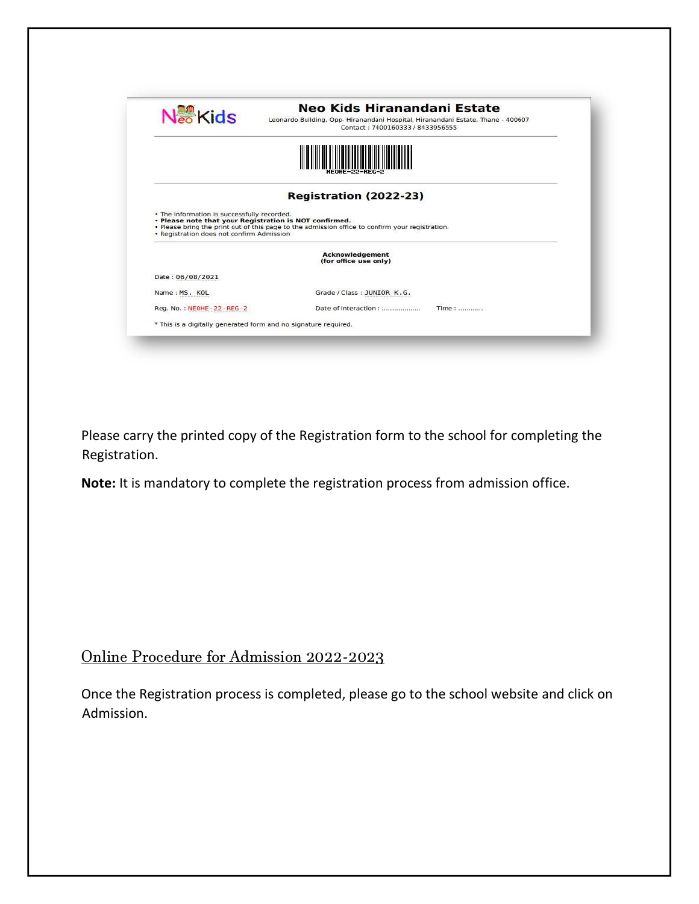Neo Kids

## Neo Kids Hiranandani Estate

Leonardo Building, Opp- Hiranandani Hospital, Hiranandani Estate, Thane - 400607
Contact : 7400160333 / 8433956555

NEOHE-22-REG-2

### Registration (2022-23)

- The information is successfully recorded.
- **Please note that your Registration is NOT confirmed.**
- Please bring the print out of this page to the admission office to confirm your registration.
- Registration does not confirm Admission

**Acknowledgement**
**(for office use only)**

Date : 06/08/2021

Name : MS. KOL Grade / Class : JUNIOR K.G.

Reg. No. : NEOHE-22-REG-2 Date of Interaction : .................. Time : ............

* This is a digitally generated form and no signature required.

Please carry the printed copy of the Registration form to the school for completing the Registration.

**Note:** It is mandatory to complete the registration process from admission office.

## Online Procedure for Admission 2022-2023

Once the Registration process is completed, please go to the school website and click on Admission.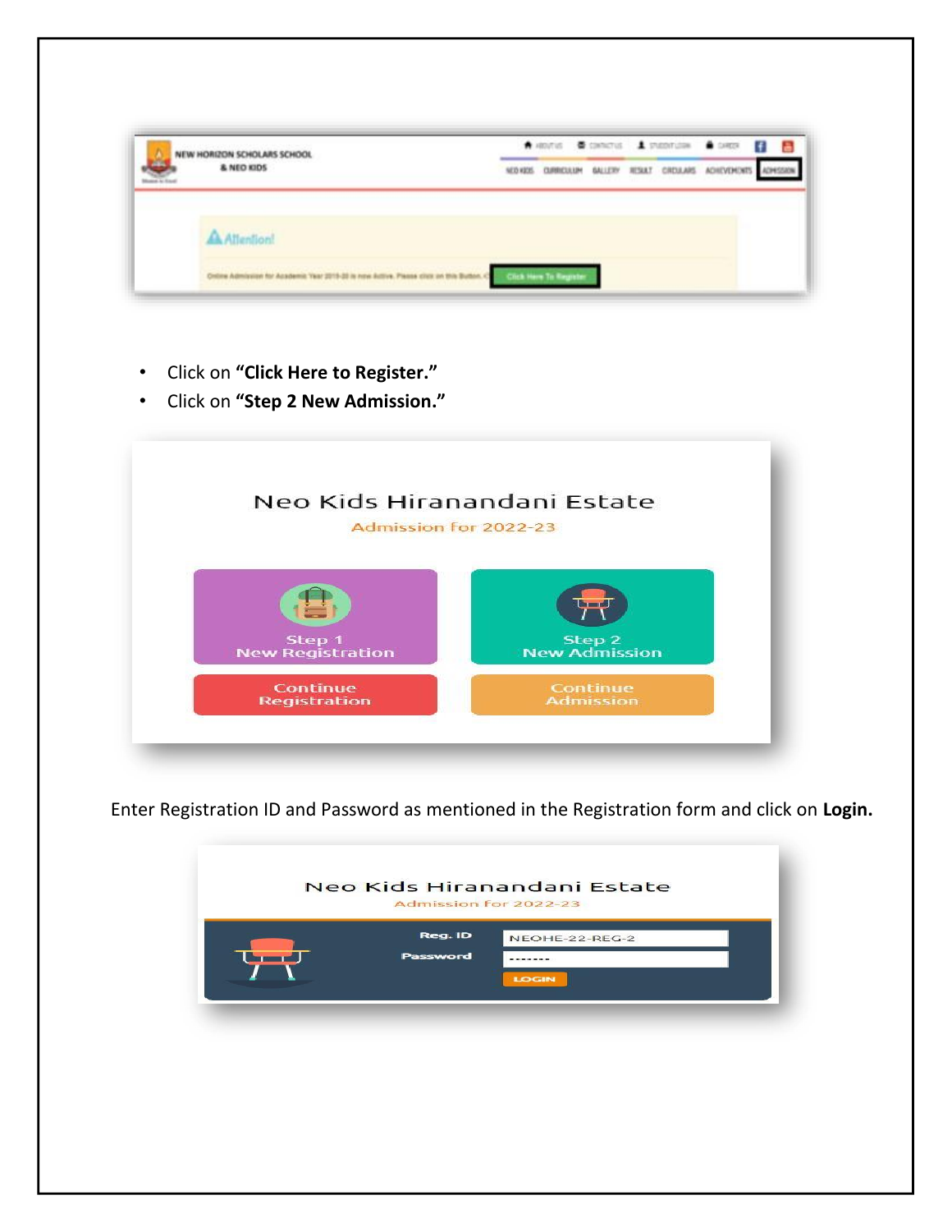- Click on **"Click Here to Register."**
- Click on **"Step 2 New Admission."**

Enter Registration ID and Password as mentioned in the Registration form and click on **Login.**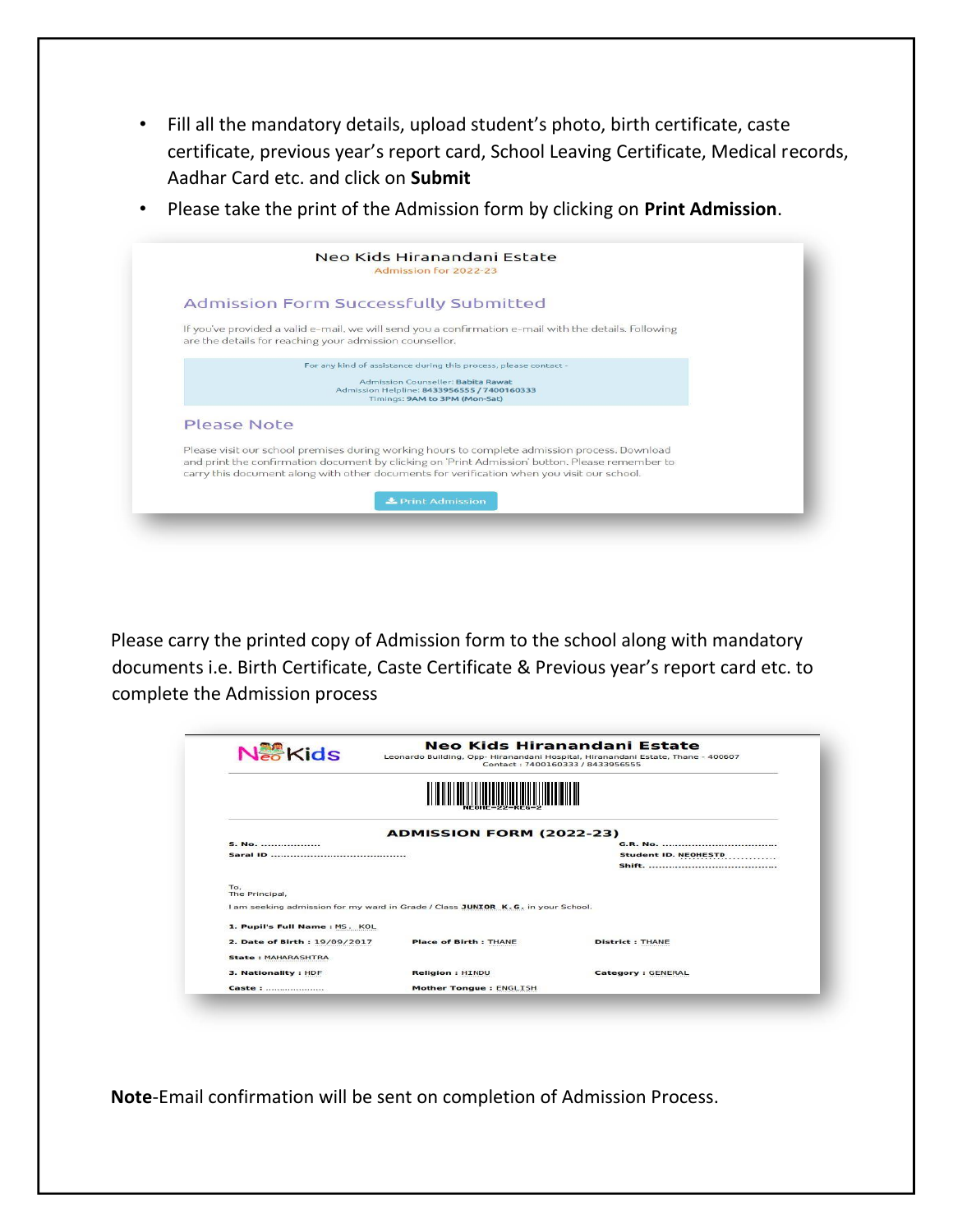- Fill all the mandatory details, upload student's photo, birth certificate, caste certificate, previous year's report card, School Leaving Certificate, Medical records, Aadhar Card etc. and click on **Submit**
- Please take the print of the Admission form by clicking on **Print Admission**.

Neo Kids Hiranandani Estate
Admission for 2022-23

Admission Form Successfully Submitted

If you've provided a valid e-mail, we will send you a confirmation e-mail with the details. Following are the details for reaching your admission counsellor.

For any kind of assistance during this process, please contact -

Admission Counseller: **Babita Rawat**
Admission Helpline: **8433956555 / 7400160333**
Timings: **9AM to 3PM (Mon-Sat)**

Please Note

Please visit our school premises during working hours to complete admission process. Download and print the confirmation document by clicking on 'Print Admission' button. Please remember to carry this document along with other documents for verification when you visit our school.

Print Admission

Please carry the printed copy of Admission form to the school along with mandatory documents i.e. Birth Certificate, Caste Certificate & Previous year's report card etc. to complete the Admission process

NeoKids

**Neo Kids Hiranandani Estate**
Leonardo Building, Opp- Hiranandani Hospital, Hiranandani Estate, Thane - 400607
Contact : 7400160333 / 8433956555

NEOHE-22-KG-2

**ADMISSION FORM (2022-23)**

S. No. ..................
Saral ID ..........................................
G.R. No. ....................................
Student ID. NEOHESTD............
Shift. ........................................

To,
The Principal,

I am seeking admission for my ward in Grade / Class JUNIOR K.G. in your School.

1. Pupil's Full Name : MS. KOL
2. Date of Birth : 19/09/2017 Place of Birth : THANE District : THANE
State : MAHARASHTRA
3. Nationality : HDF Religion : HINDU Category : GENERAL
Caste : .................... Mother Tongue : ENGLISH

**Note**-Email confirmation will be sent on completion of Admission Process.